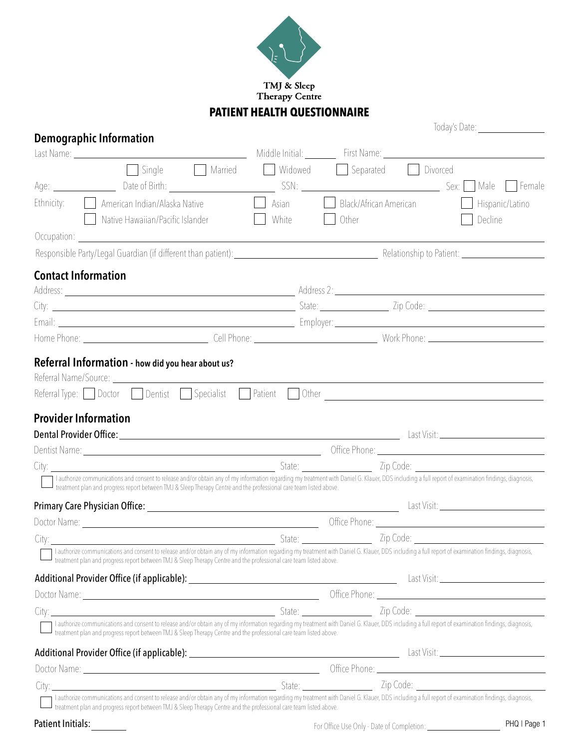TMJ & Sleep Therapy Centre

# PATIENT HEALTH QUESTIONNAIRE

Today's Date: ___________

## Demographic Information

Last Name: ___________ Middle Initial: _____ First Name: ___________

☐ Single ☐ Married ☐ Widowed ☐ Separated ☐ Divorced

Age: _______ Date of Birth: ___________ SSN: ___________ Sex: ☐ Male ☐ Female

Ethnicity: ☐ American Indian/Alaska Native ☐ Asian ☐ Black/African American ☐ Hispanic/Latino ☐ Native Hawaiian/Pacific Islander ☐ White ☐ Other ☐ Decline

Occupation: ___________

Responsible Party/Legal Guardian (if different than patient): ___________ Relationship to Patient: ___________

## Contact Information

Address: ___________ Address 2: ___________

City: ___________ State: _______ Zip Code: ___________

Email: ___________ Employer: ___________

Home Phone: ___________ Cell Phone: ___________ Work Phone: ___________

## Referral Information - how did you hear about us?

Referral Name/Source: ___________

Referral Type: ☐ Doctor ☐ Dentist ☐ Specialist ☐ Patient ☐ Other ___________

## Provider Information

**Dental Provider Office:** ___________ Last Visit: ___________

Dentist Name: ___________ Office Phone: ___________

City: ___________ State: _______ Zip Code: ___________

☐ I authorize communications and consent to release and/or obtain any of my information regarding my treatment with Daniel G. Klauer, DDS including a full report of examination findings, diagnosis, treatment plan and progress report between TMJ & Sleep Therapy Centre and the professional care team listed above.

**Primary Care Physician Office:** ___________ Last Visit: ___________

Doctor Name: ___________ Office Phone: ___________

City: ___________ State: _______ Zip Code: ___________

☐ I authorize communications and consent to release and/or obtain any of my information regarding my treatment with Daniel G. Klauer, DDS including a full report of examination findings, diagnosis, treatment plan and progress report between TMJ & Sleep Therapy Centre and the professional care team listed above.

**Additional Provider Office (if applicable):** ___________ Last Visit: ___________

Doctor Name: ___________ Office Phone: ___________

City: ___________ State: _______ Zip Code: ___________

☐ I authorize communications and consent to release and/or obtain any of my information regarding my treatment with Daniel G. Klauer, DDS including a full report of examination findings, diagnosis, treatment plan and progress report between TMJ & Sleep Therapy Centre and the professional care team listed above.

**Additional Provider Office (if applicable):** ___________ Last Visit: ___________

Doctor Name: ___________ Office Phone: ___________

City: ___________ State: _______ Zip Code: ___________

☐ I authorize communications and consent to release and/or obtain any of my information regarding my treatment with Daniel G. Klauer, DDS including a full report of examination findings, diagnosis, treatment plan and progress report between TMJ & Sleep Therapy Centre and the professional care team listed above.

**Patient Initials:** _______

For Office Use Only - Date of Completion: ___________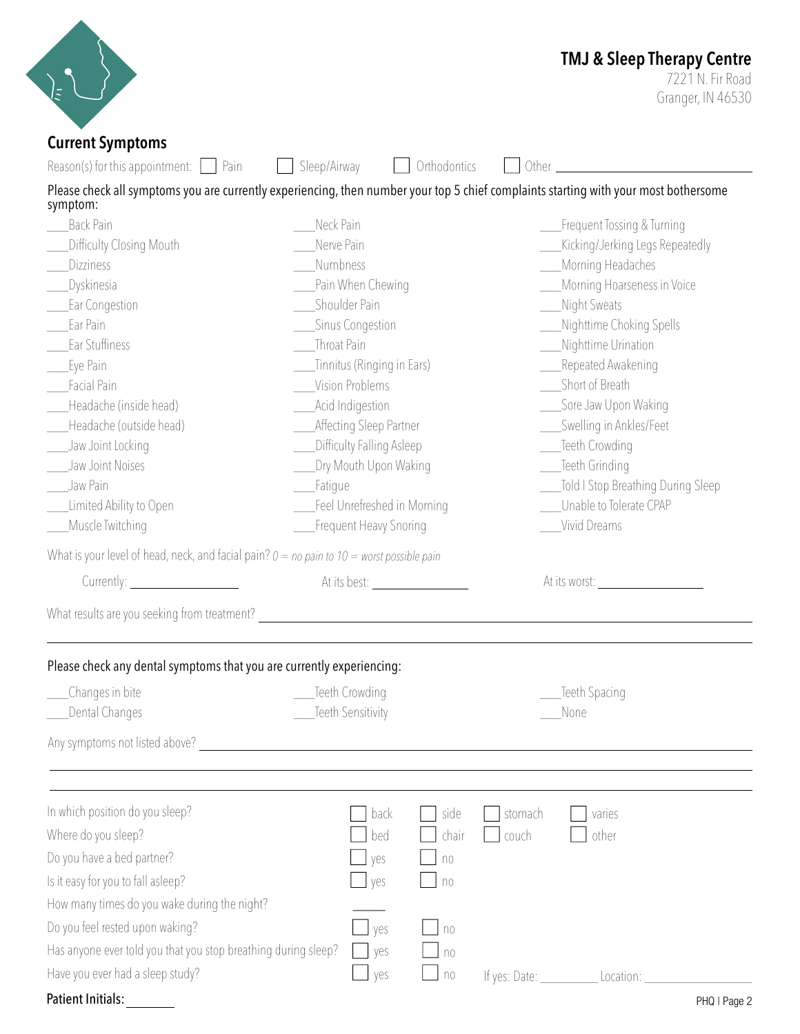**TMJ & Sleep Therapy Centre**
7221 N. Fir Road
Granger, IN 46530

## Current Symptoms

Reason(s) for this appointment: ☐ Pain ☐ Sleep/Airway ☐ Orthodontics ☐ Other ____________________

Please check all symptoms you are currently experiencing, then number your top 5 chief complaints starting with your most bothersome symptom:

| | | |
|---|---|---|
| ___Back Pain | ___Neck Pain | ___Frequent Tossing & Turning |
| ___Difficulty Closing Mouth | ___Nerve Pain | ___Kicking/Jerking Legs Repeatedly |
| ___Dizziness | ___Numbness | ___Morning Headaches |
| ___Dyskinesia | ___Pain When Chewing | ___Morning Hoarseness in Voice |
| ___Ear Congestion | ___Shoulder Pain | ___Night Sweats |
| ___Ear Pain | ___Sinus Congestion | ___Nighttime Choking Spells |
| ___Ear Stuffiness | ___Throat Pain | ___Nighttime Urination |
| ___Eye Pain | ___Tinnitus (Ringing in Ears) | ___Repeated Awakening |
| ___Facial Pain | ___Vision Problems | ___Short of Breath |
| ___Headache (inside head) | ___Acid Indigestion | ___Sore Jaw Upon Waking |
| ___Headache (outside head) | ___Affecting Sleep Partner | ___Swelling in Ankles/Feet |
| ___Jaw Joint Locking | ___Difficulty Falling Asleep | ___Teeth Crowding |
| ___Jaw Joint Noises | ___Dry Mouth Upon Waking | ___Teeth Grinding |
| ___Jaw Pain | ___Fatigue | ___Told I Stop Breathing During Sleep |
| ___Limited Ability to Open | ___Feel Unrefreshed in Morning | ___Unable to Tolerate CPAP |
| ___Muscle Twitching | ___Frequent Heavy Snoring | ___Vivid Dreams |

What is your level of head, neck, and facial pain? *0 = no pain to 10 = worst possible pain*

Currently: __________ At its best: __________ At its worst: __________

What results are you seeking from treatment? ____________________________________________

Please check any dental symptoms that you are currently experiencing:

| | | |
|---|---|---|
| ___Changes in bite | ___Teeth Crowding | ___Teeth Spacing |
| ___Dental Changes | ___Teeth Sensitivity | ___None |

Any symptoms not listed above? ____________________________________________

| | | | | |
|---|---|---|---|---|
| In which position do you sleep? | ☐ back | ☐ side | ☐ stomach | ☐ varies |
| Where do you sleep? | ☐ bed | ☐ chair | ☐ couch | ☐ other |
| Do you have a bed partner? | ☐ yes | ☐ no | | |
| Is it easy for you to fall asleep? | ☐ yes | ☐ no | | |
| How many times do you wake during the night? | _____ | | | |
| Do you feel rested upon waking? | ☐ yes | ☐ no | | |
| Has anyone ever told you that you stop breathing during sleep? | ☐ yes | ☐ no | | |
| Have you ever had a sleep study? | ☐ yes | ☐ no | If yes: Date: _______ | Location: __________ |

Patient Initials: _______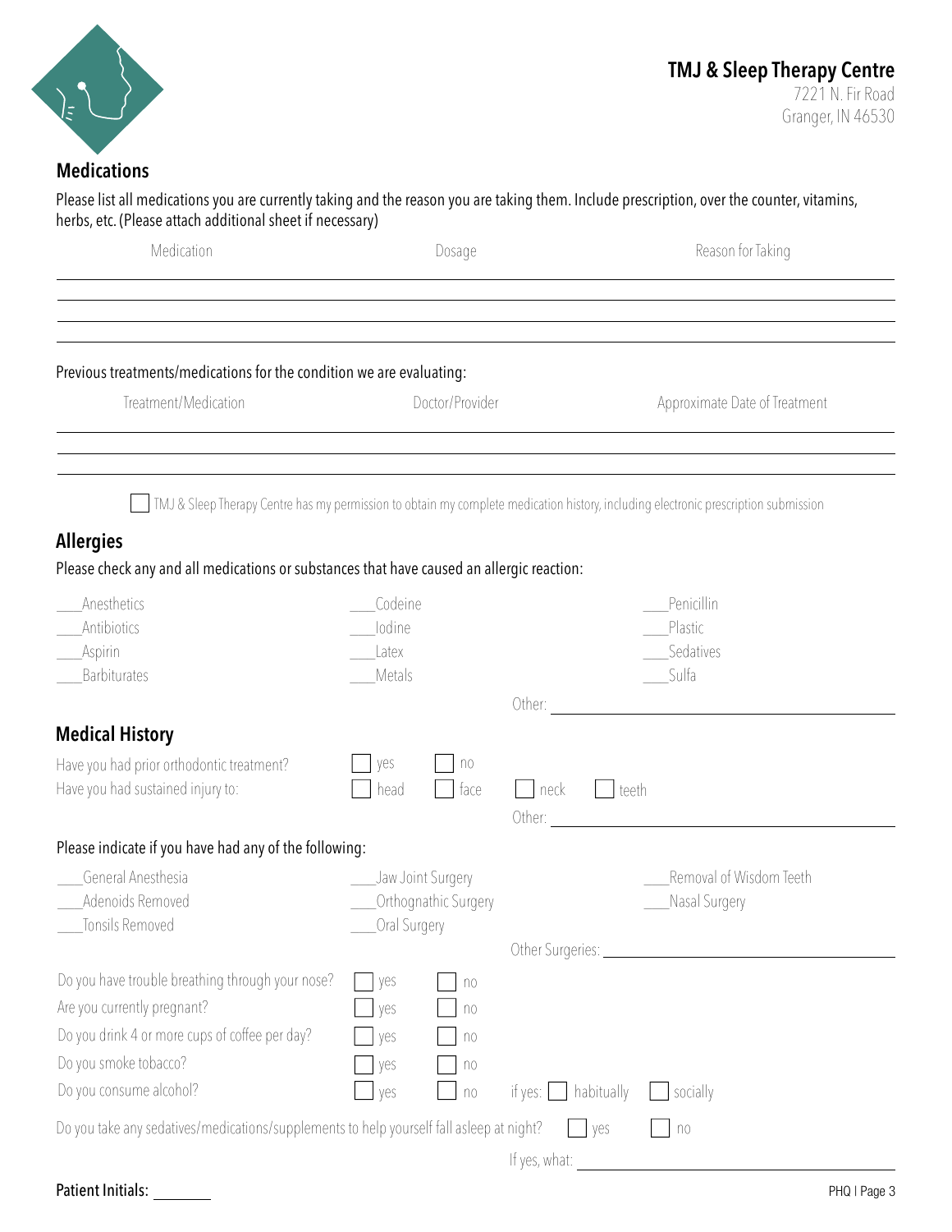**TMJ & Sleep Therapy Centre**
7221 N. Fir Road
Granger, IN 46530

## Medications

Please list all medications you are currently taking and the reason you are taking them. Include prescription, over the counter, vitamins, herbs, etc. (Please attach additional sheet if necessary)

| Medication | Dosage | Reason for Taking |
| --- | --- | --- |
| | | |
| | | |
| | | |

Previous treatments/medications for the condition we are evaluating:

| Treatment/Medication | Doctor/Provider | Approximate Date of Treatment |
| --- | --- | --- |
| | | |
| | | |

☐ TMJ & Sleep Therapy Centre has my permission to obtain my complete medication history, including electronic prescription submission

## Allergies

Please check any and all medications or substances that have caused an allergic reaction:

| | | |
| --- | --- | --- |
| ___Anesthetics | ___Codeine | ___Penicillin |
| ___Antibiotics | ___Iodine | ___Plastic |
| ___Aspirin | ___Latex | ___Sedatives |
| ___Barbiturates | ___Metals | ___Sulfa |

Other: ____________________

## Medical History

Have you had prior orthodontic treatment? ☐ yes ☐ no

Have you had sustained injury to: ☐ head ☐ face ☐ neck ☐ teeth

Other: ____________________

Please indicate if you have had any of the following:

| | | |
| --- | --- | --- |
| ___General Anesthesia | ___Jaw Joint Surgery | ___Removal of Wisdom Teeth |
| ___Adenoids Removed | ___Orthognathic Surgery | ___Nasal Surgery |
| ___Tonsils Removed | ___Oral Surgery | |

Other Surgeries: ____________________

Do you have trouble breathing through your nose? ☐ yes ☐ no

Are you currently pregnant? ☐ yes ☐ no

Do you drink 4 or more cups of coffee per day? ☐ yes ☐ no

Do you smoke tobacco? ☐ yes ☐ no

Do you consume alcohol? ☐ yes ☐ no if yes: ☐ habitually ☐ socially

Do you take any sedatives/medications/supplements to help yourself fall asleep at night? ☐ yes ☐ no

If yes, what: ____________________

Patient Initials: ________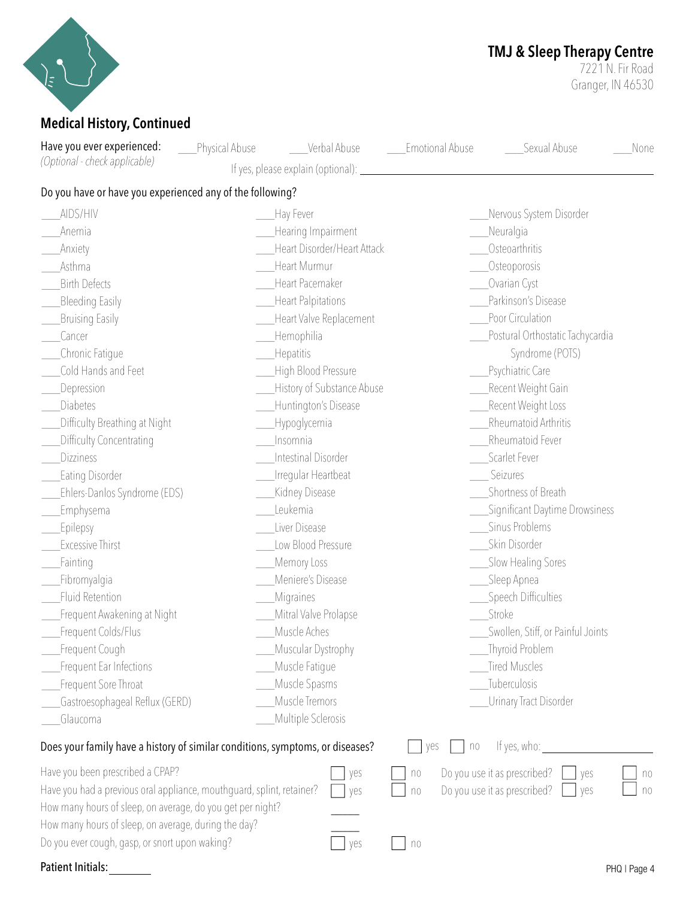**TMJ & Sleep Therapy Centre**
7221 N. Fir Road
Granger, IN 46530

## Medical History, Continued

Have you ever experienced: ___Physical Abuse ___Verbal Abuse ___Emotional Abuse ___Sexual Abuse ___None
*(Optional - check applicable)*
If yes, please explain (optional): ____________________

Do you have or have you experienced any of the following?

___AIDS/HIV
___Anemia
___Anxiety
___Asthma
___Birth Defects
___Bleeding Easily
___Bruising Easily
___Cancer
___Chronic Fatigue
___Cold Hands and Feet
___Depression
___Diabetes
___Difficulty Breathing at Night
___Difficulty Concentrating
___Dizziness
___Eating Disorder
___Ehlers-Danlos Syndrome (EDS)
___Emphysema
___Epilepsy
___Excessive Thirst
___Fainting
___Fibromyalgia
___Fluid Retention
___Frequent Awakening at Night
___Frequent Colds/Flus
___Frequent Cough
___Frequent Ear Infections
___Frequent Sore Throat
___Gastroesophageal Reflux (GERD)
___Glaucoma
___Hay Fever
___Hearing Impairment
___Heart Disorder/Heart Attack
___Heart Murmur
___Heart Pacemaker
___Heart Palpitations
___Heart Valve Replacement
___Hemophilia
___Hepatitis
___High Blood Pressure
___History of Substance Abuse
___Huntington's Disease
___Hypoglycemia
___Insomnia
___Intestinal Disorder
___Irregular Heartbeat
___Kidney Disease
___Leukemia
___Liver Disease
___Low Blood Pressure
___Memory Loss
___Meniere's Disease
___Migraines
___Mitral Valve Prolapse
___Muscle Aches
___Muscular Dystrophy
___Muscle Fatigue
___Muscle Spasms
___Muscle Tremors
___Multiple Sclerosis
___Nervous System Disorder
___Neuralgia
___Osteoarthritis
___Osteoporosis
___Ovarian Cyst
___Parkinson's Disease
___Poor Circulation
___Postural Orthostatic Tachycardia Syndrome (POTS)
___Psychiatric Care
___Recent Weight Gain
___Recent Weight Loss
___Rheumatoid Arthritis
___Rheumatoid Fever
___Scarlet Fever
___Seizures
___Shortness of Breath
___Significant Daytime Drowsiness
___Sinus Problems
___Skin Disorder
___Slow Healing Sores
___Sleep Apnea
___Speech Difficulties
___Stroke
___Swollen, Stiff, or Painful Joints
___Thyroid Problem
___Tired Muscles
___Tuberculosis
___Urinary Tract Disorder

Does your family have a history of similar conditions, symptoms, or diseases? ☐ yes ☐ no If yes, who: ____________

Have you been prescribed a CPAP? ☐ yes ☐ no Do you use it as prescribed? ☐ yes ☐ no
Have you had a previous oral appliance, mouthguard, splint, retainer? ☐ yes ☐ no Do you use it as prescribed? ☐ yes ☐ no
How many hours of sleep, on average, do you get per night? _____
How many hours of sleep, on average, during the day? _____
Do you ever cough, gasp, or snort upon waking? ☐ yes ☐ no

Patient Initials: ________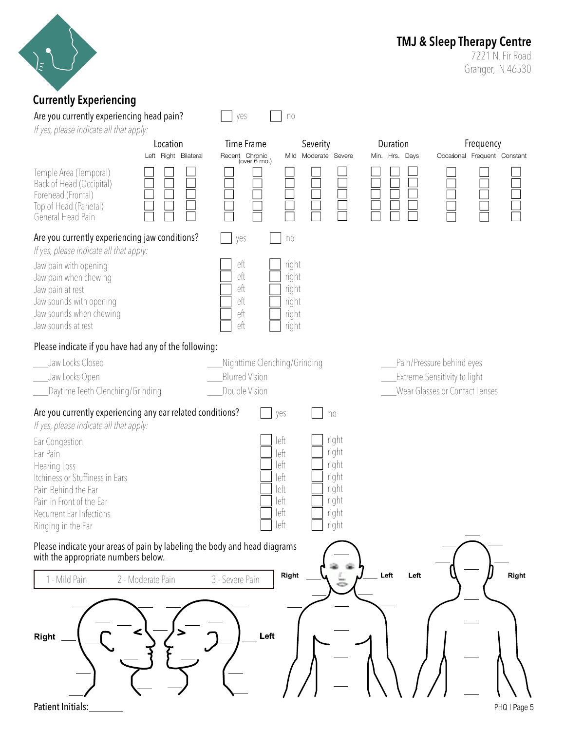**TMJ & Sleep Therapy Centre**
7221 N. Fir Road
Granger, IN 46530

## Currently Experiencing

Are you currently experiencing head pain? ☐ yes ☐ no

*If yes, please indicate all that apply:*

| | Location | | | Time Frame | | Severity | | | Duration | | | Frequency | | |
|---|---|---|---|---|---|---|---|---|---|---|---|---|---|---|
| | Left | Right | Bilateral | Recent | Chronic (over 6 mo.) | Mild | Moderate | Severe | Min. | Hrs. | Days | Occasional | Frequent | Constant |
| Temple Area (Temporal) | ☐ | ☐ | ☐ | ☐ | ☐ | ☐ | ☐ | ☐ | ☐ | ☐ | ☐ | ☐ | ☐ | ☐ |
| Back of Head (Occipital) | ☐ | ☐ | ☐ | ☐ | ☐ | ☐ | ☐ | ☐ | ☐ | ☐ | ☐ | ☐ | ☐ | ☐ |
| Forehead (Frontal) | ☐ | ☐ | ☐ | ☐ | ☐ | ☐ | ☐ | ☐ | ☐ | ☐ | ☐ | ☐ | ☐ | ☐ |
| Top of Head (Parietal) | ☐ | ☐ | ☐ | ☐ | ☐ | ☐ | ☐ | ☐ | ☐ | ☐ | ☐ | ☐ | ☐ | ☐ |
| General Head Pain | ☐ | ☐ | ☐ | ☐ | ☐ | ☐ | ☐ | ☐ | ☐ | ☐ | ☐ | ☐ | ☐ | ☐ |

Are you currently experiencing jaw conditions? ☐ yes ☐ no

*If yes, please indicate all that apply:*

| | | |
|---|---|---|
| Jaw pain with opening | ☐ left | ☐ right |
| Jaw pain when chewing | ☐ left | ☐ right |
| Jaw pain at rest | ☐ left | ☐ right |
| Jaw sounds with opening | ☐ left | ☐ right |
| Jaw sounds when chewing | ☐ left | ☐ right |
| Jaw sounds at rest | ☐ left | ☐ right |

Please indicate if you have had any of the following:

| | | |
|---|---|---|
| ____Jaw Locks Closed | ____Nighttime Clenching/Grinding | ____Pain/Pressure behind eyes |
| ____Jaw Locks Open | ____Blurred Vision | ____Extreme Sensitivity to light |
| ____Daytime Teeth Clenching/Grinding | ____Double Vision | ____Wear Glasses or Contact Lenses |

Are you currently experiencing any ear related conditions? ☐ yes ☐ no

*If yes, please indicate all that apply:*

| | | |
|---|---|---|
| Ear Congestion | ☐ left | ☐ right |
| Ear Pain | ☐ left | ☐ right |
| Hearing Loss | ☐ left | ☐ right |
| Itchiness or Stuffiness in Ears | ☐ left | ☐ right |
| Pain Behind the Ear | ☐ left | ☐ right |
| Pain in Front of the Ear | ☐ left | ☐ right |
| Recurrent Ear Infections | ☐ left | ☐ right |
| Ringing in the Ear | ☐ left | ☐ right |

Please indicate your areas of pain by labeling the body and head diagrams with the appropriate numbers below.

| 1 - Mild Pain | 2 - Moderate Pain | 3 - Severe Pain |
|---|---|---|

Right Left Right Left Left Right

Patient Initials:________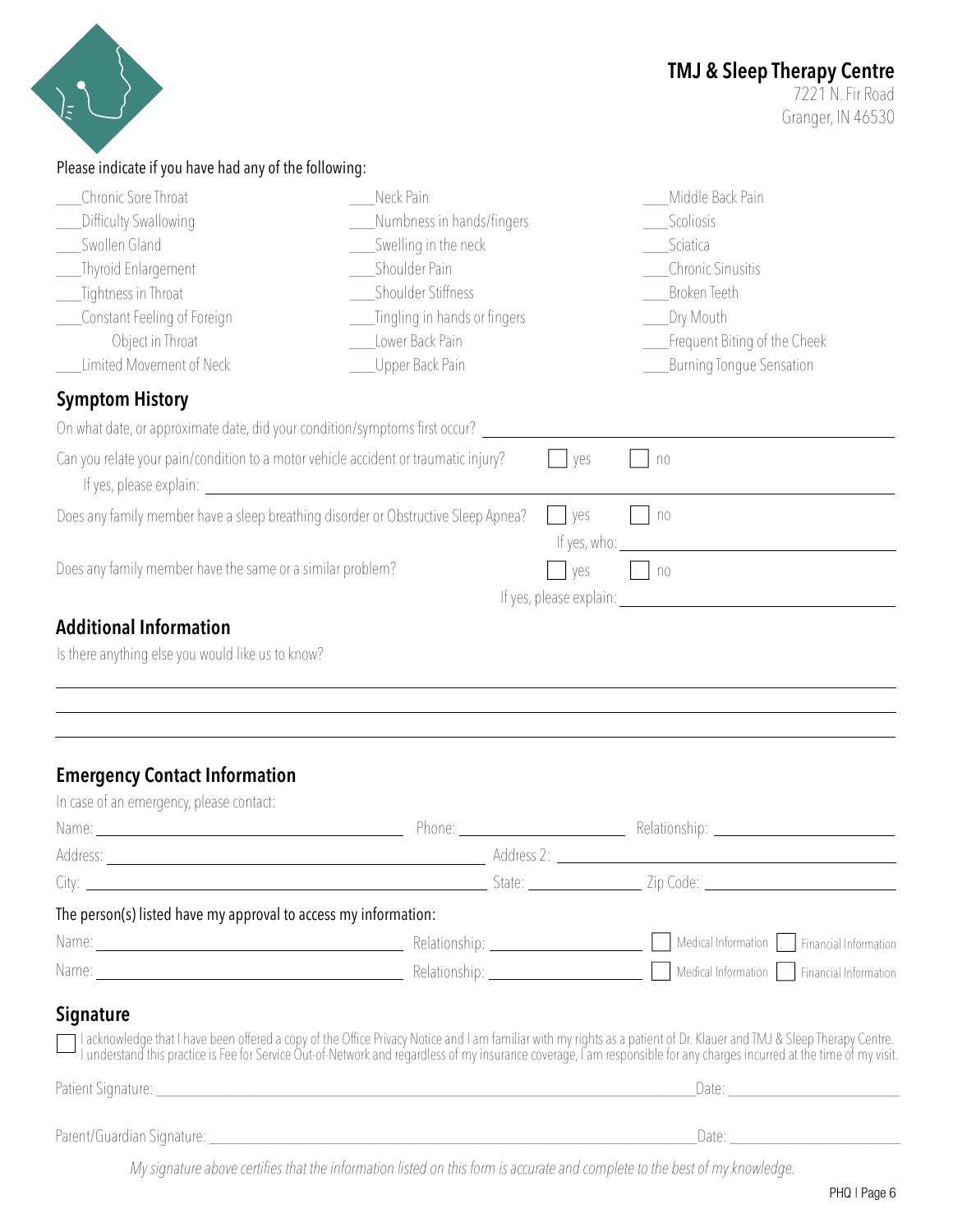**TMJ & Sleep Therapy Centre**
7221 N. Fir Road
Granger, IN 46530

Please indicate if you have had any of the following:

| | | |
|---|---|---|
| ____Chronic Sore Throat | ____Neck Pain | ____Middle Back Pain |
| ____Difficulty Swallowing | ____Numbness in hands/fingers | ____Scoliosis |
| ____Swollen Gland | ____Swelling in the neck | ____Sciatica |
| ____Thyroid Enlargement | ____Shoulder Pain | ____Chronic Sinusitis |
| ____Tightness in Throat | ____Shoulder Stiffness | ____Broken Teeth |
| ____Constant Feeling of Foreign Object in Throat | ____Tingling in hands or fingers | ____Dry Mouth |
| ____Limited Movement of Neck | ____Lower Back Pain | ____Frequent Biting of the Cheek |
| | ____Upper Back Pain | ____Burning Tongue Sensation |

## Symptom History

On what date, or approximate date, did your condition/symptoms first occur? ____________________

Can you relate your pain/condition to a motor vehicle accident or traumatic injury? ☐ yes ☐ no
If yes, please explain: ____________________

Does any family member have a sleep breathing disorder or Obstructive Sleep Apnea? ☐ yes ☐ no
If yes, who: ____________________

Does any family member have the same or a similar problem? ☐ yes ☐ no
If yes, please explain: ____________________

## Additional Information

Is there anything else you would like us to know?

____________________

____________________

____________________

## Emergency Contact Information

In case of an emergency, please contact:

Name: ____________________ Phone: ____________________ Relationship: ____________________

Address: ____________________ Address 2: ____________________

City: ____________________ State: ____________________ Zip Code: ____________________

The person(s) listed have my approval to access my information:

Name: ____________________ Relationship: ____________________ ☐ Medical Information ☐ Financial Information

Name: ____________________ Relationship: ____________________ ☐ Medical Information ☐ Financial Information

## Signature

☐ I acknowledge that I have been offered a copy of the Office Privacy Notice and I am familiar with my rights as a patient of Dr. Klauer and TMJ & Sleep Therapy Centre. I understand this practice is Fee for Service Out-of-Network and regardless of my insurance coverage, I am responsible for any charges incurred at the time of my visit.

Patient Signature: ____________________ Date: ____________________

Parent/Guardian Signature: ____________________ Date: ____________________

*My signature above certifies that the information listed on this form is accurate and complete to the best of my knowledge.*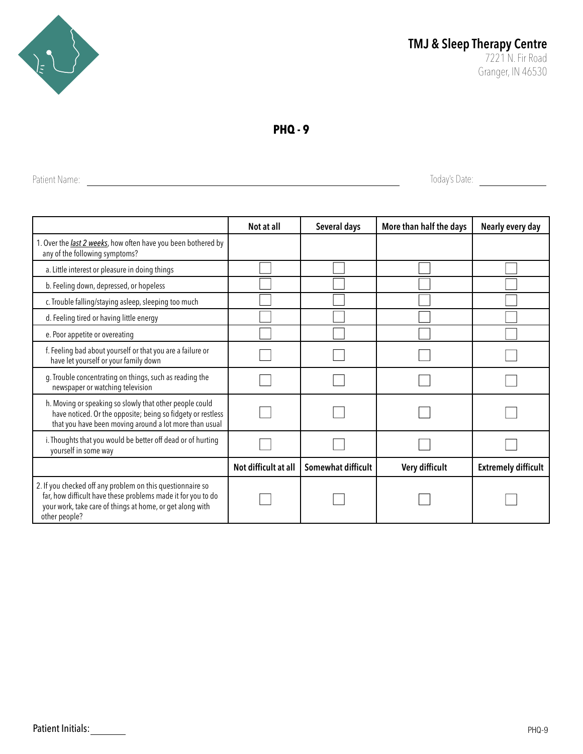**TMJ & Sleep Therapy Centre**
7221 N. Fir Road
Granger, IN 46530

# PHQ - 9

Patient Name: ______________________________ Today's Date: ______________

| | Not at all | Several days | More than half the days | Nearly every day |
|---|---|---|---|---|
| 1. Over the ***last 2 weeks***, how often have you been bothered by any of the following symptoms? | | | | |
| a. Little interest or pleasure in doing things | ☐ | ☐ | ☐ | ☐ |
| b. Feeling down, depressed, or hopeless | ☐ | ☐ | ☐ | ☐ |
| c. Trouble falling/staying asleep, sleeping too much | ☐ | ☐ | ☐ | ☐ |
| d. Feeling tired or having little energy | ☐ | ☐ | ☐ | ☐ |
| e. Poor appetite or overeating | ☐ | ☐ | ☐ | ☐ |
| f. Feeling bad about yourself or that you are a failure or have let yourself or your family down | ☐ | ☐ | ☐ | ☐ |
| g. Trouble concentrating on things, such as reading the newspaper or watching television | ☐ | ☐ | ☐ | ☐ |
| h. Moving or speaking so slowly that other people could have noticed. Or the opposite; being so fidgety or restless that you have been moving around a lot more than usual | ☐ | ☐ | ☐ | ☐ |
| i. Thoughts that you would be better off dead or of hurting yourself in some way | ☐ | ☐ | ☐ | ☐ |
| | **Not difficult at all** | **Somewhat difficult** | **Very difficult** | **Extremely difficult** |
| 2. If you checked off any problem on this questionnaire so far, how difficult have these problems made it for you to do your work, take care of things at home, or get along with other people? | ☐ | ☐ | ☐ | ☐ |

Patient Initials: ________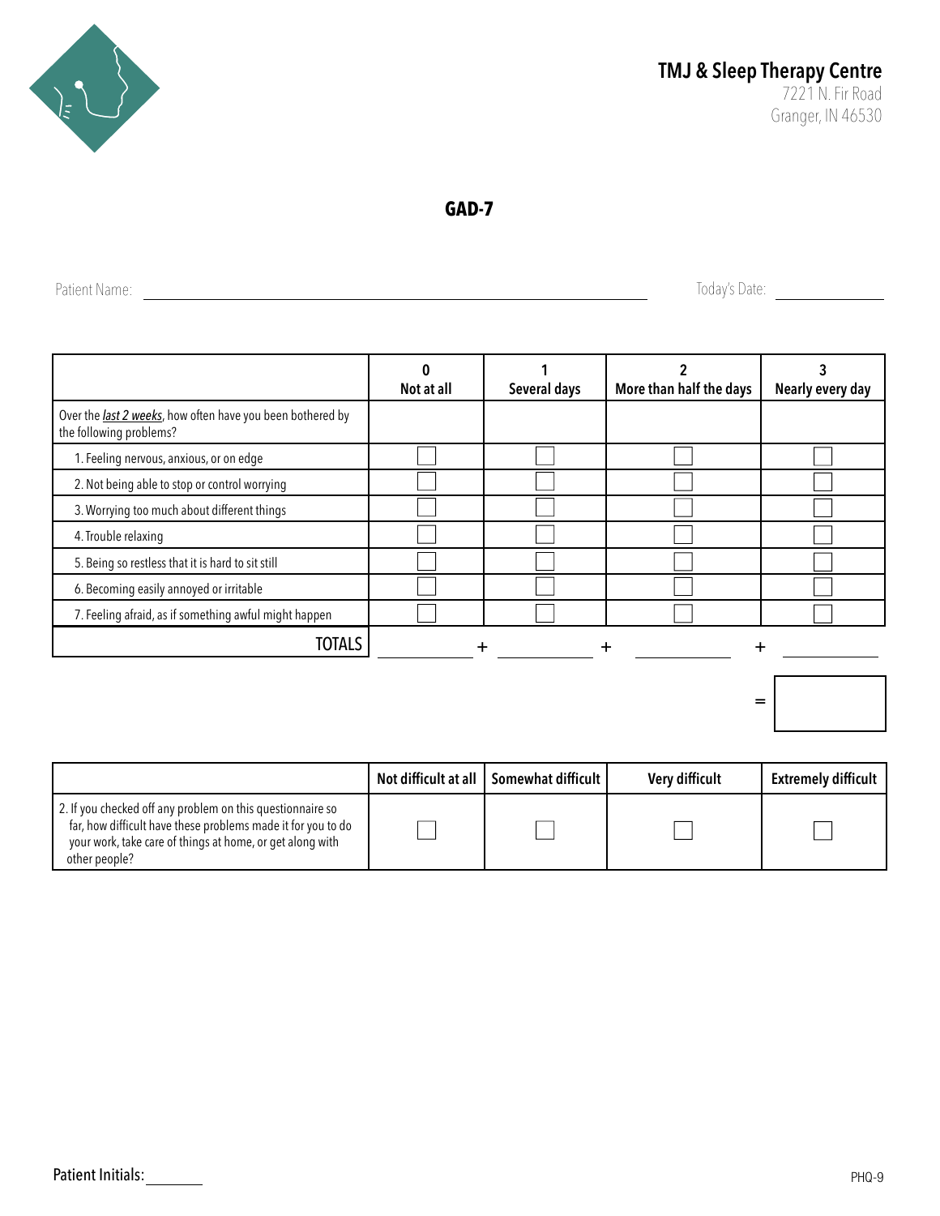**TMJ & Sleep Therapy Centre**
7221 N. Fir Road
Granger, IN 46530

# GAD-7

Patient Name: ______________________________ Today's Date: ____________

| | 0 Not at all | 1 Several days | 2 More than half the days | 3 Nearly every day |
|---|---|---|---|---|
| Over the *last 2 weeks*, how often have you been bothered by the following problems? | | | | |
| 1. Feeling nervous, anxious, or on edge | ☐ | ☐ | ☐ | ☐ |
| 2. Not being able to stop or control worrying | ☐ | ☐ | ☐ | ☐ |
| 3. Worrying too much about different things | ☐ | ☐ | ☐ | ☐ |
| 4. Trouble relaxing | ☐ | ☐ | ☐ | ☐ |
| 5. Being so restless that it is hard to sit still | ☐ | ☐ | ☐ | ☐ |
| 6. Becoming easily annoyed or irritable | ☐ | ☐ | ☐ | ☐ |
| 7. Feeling afraid, as if something awful might happen | ☐ | ☐ | ☐ | ☐ |
| TOTALS | ________ + | ________ + | ________ + | ________ |

= ☐

| | Not difficult at all | Somewhat difficult | Very difficult | Extremely difficult |
|---|---|---|---|---|
| 2. If you checked off any problem on this questionnaire so far, how difficult have these problems made it for you to do your work, take care of things at home, or get along with other people? | ☐ | ☐ | ☐ | ☐ |

Patient Initials: ________

PHQ-9